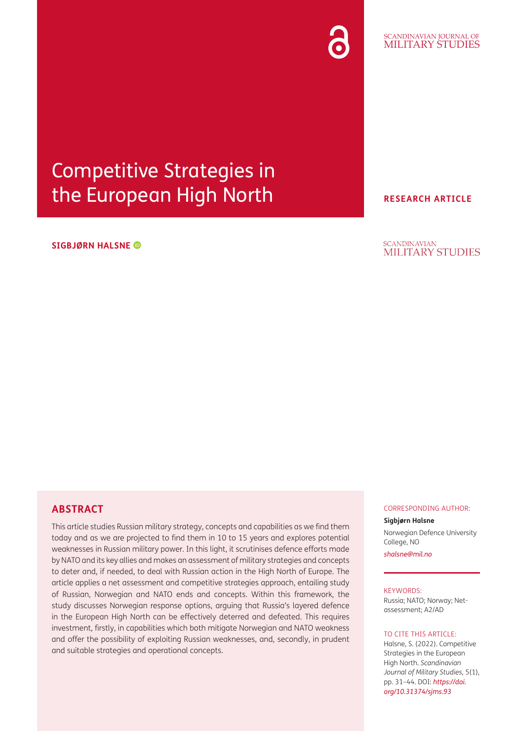SCANDINAVIAN JOURNAL OF MILITARY STUDIES

# Competitive Strategies in the European High North

**RESEARCH ARTICLE**

**SIGBJØRN HALSNE**

## ABSTRACT

This article studies Russian military strategy, concepts and capabilities as we find them today and as we are projected to find them in 10 to 15 years and explores potential weaknesses in Russian military power. In this light, it scrutinises defence efforts made by NATO and its key allies and makes an assessment of military strategies and concepts to deter and, if needed, to deal with Russian action in the High North of Europe. The article applies a net assessment and competitive strategies approach, entailing study of Russian, Norwegian and NATO ends and concepts. Within this framework, the study discusses Norwegian response options, arguing that Russia's layered defence in the European High North can be effectively deterred and defeated. This requires investment, firstly, in capabilities which both mitigate Norwegian and NATO weakness and offer the possibility of exploiting Russian weaknesses, and, secondly, in prudent and suitable strategies and operational concepts.

CORRESPONDING AUTHOR:

**Sigbjørn Halsne**

Norwegian Defence University College, NO

*shalsne@mil.no*

KEYWORDS:

Russia; NATO; Norway; Net-assessment; A2/AD

TO CITE THIS ARTICLE:

Halsne, S. (2022). Competitive Strategies in the European High North. *Scandinavian Journal of Military Studies*, 5(1), pp. 31–44. DOI: *https://doi.org/10.31374/sjms.93*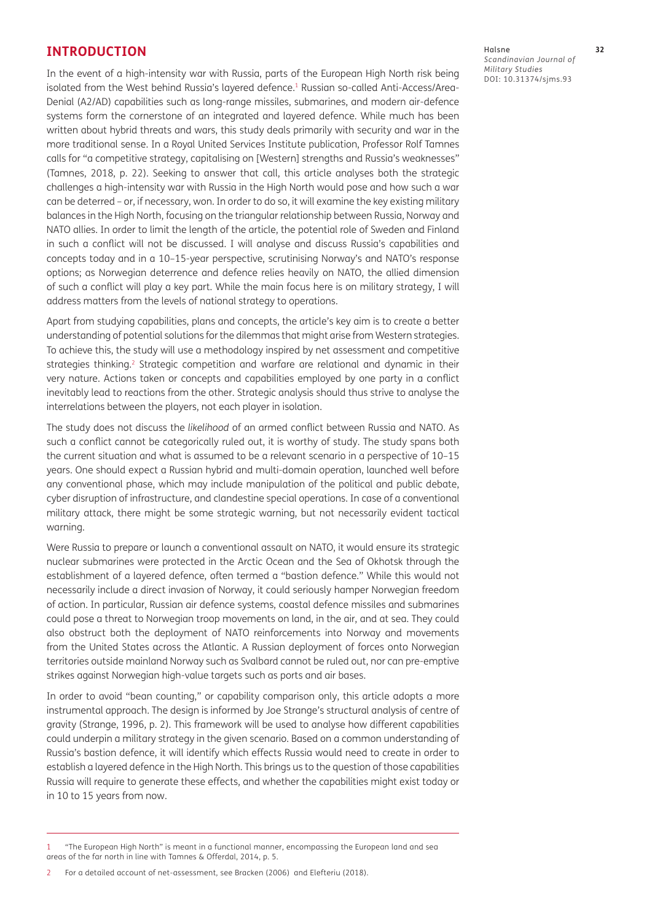## INTRODUCTION

In the event of a high-intensity war with Russia, parts of the European High North risk being isolated from the West behind Russia's layered defence.[1] Russian so-called Anti-Access/Area-Denial (A2/AD) capabilities such as long-range missiles, submarines, and modern air-defence systems form the cornerstone of an integrated and layered defence. While much has been written about hybrid threats and wars, this study deals primarily with security and war in the more traditional sense. In a Royal United Services Institute publication, Professor Rolf Tamnes calls for "a competitive strategy, capitalising on [Western] strengths and Russia's weaknesses" (Tamnes, 2018, p. 22). Seeking to answer that call, this article analyses both the strategic challenges a high-intensity war with Russia in the High North would pose and how such a war can be deterred – or, if necessary, won. In order to do so, it will examine the key existing military balances in the High North, focusing on the triangular relationship between Russia, Norway and NATO allies. In order to limit the length of the article, the potential role of Sweden and Finland in such a conflict will not be discussed. I will analyse and discuss Russia's capabilities and concepts today and in a 10–15-year perspective, scrutinising Norway's and NATO's response options; as Norwegian deterrence and defence relies heavily on NATO, the allied dimension of such a conflict will play a key part. While the main focus here is on military strategy, I will address matters from the levels of national strategy to operations.

Apart from studying capabilities, plans and concepts, the article's key aim is to create a better understanding of potential solutions for the dilemmas that might arise from Western strategies. To achieve this, the study will use a methodology inspired by net assessment and competitive strategies thinking.[2] Strategic competition and warfare are relational and dynamic in their very nature. Actions taken or concepts and capabilities employed by one party in a conflict inevitably lead to reactions from the other. Strategic analysis should thus strive to analyse the interrelations between the players, not each player in isolation.

The study does not discuss the *likelihood* of an armed conflict between Russia and NATO. As such a conflict cannot be categorically ruled out, it is worthy of study. The study spans both the current situation and what is assumed to be a relevant scenario in a perspective of 10–15 years. One should expect a Russian hybrid and multi-domain operation, launched well before any conventional phase, which may include manipulation of the political and public debate, cyber disruption of infrastructure, and clandestine special operations. In case of a conventional military attack, there might be some strategic warning, but not necessarily evident tactical warning.

Were Russia to prepare or launch a conventional assault on NATO, it would ensure its strategic nuclear submarines were protected in the Arctic Ocean and the Sea of Okhotsk through the establishment of a layered defence, often termed a "bastion defence." While this would not necessarily include a direct invasion of Norway, it could seriously hamper Norwegian freedom of action. In particular, Russian air defence systems, coastal defence missiles and submarines could pose a threat to Norwegian troop movements on land, in the air, and at sea. They could also obstruct both the deployment of NATO reinforcements into Norway and movements from the United States across the Atlantic. A Russian deployment of forces onto Norwegian territories outside mainland Norway such as Svalbard cannot be ruled out, nor can pre-emptive strikes against Norwegian high-value targets such as ports and air bases.

In order to avoid "bean counting," or capability comparison only, this article adopts a more instrumental approach. The design is informed by Joe Strange's structural analysis of centre of gravity (Strange, 1996, p. 2). This framework will be used to analyse how different capabilities could underpin a military strategy in the given scenario. Based on a common understanding of Russia's bastion defence, it will identify which effects Russia would need to create in order to establish a layered defence in the High North. This brings us to the question of those capabilities Russia will require to generate these effects, and whether the capabilities might exist today or in 10 to 15 years from now.

---

1 "The European High North" is meant in a functional manner, encompassing the European land and sea areas of the far north in line with Tamnes & Offerdal, 2014, p. 5.

2 For a detailed account of net-assessment, see Bracken (2006) and Elefteriu (2018).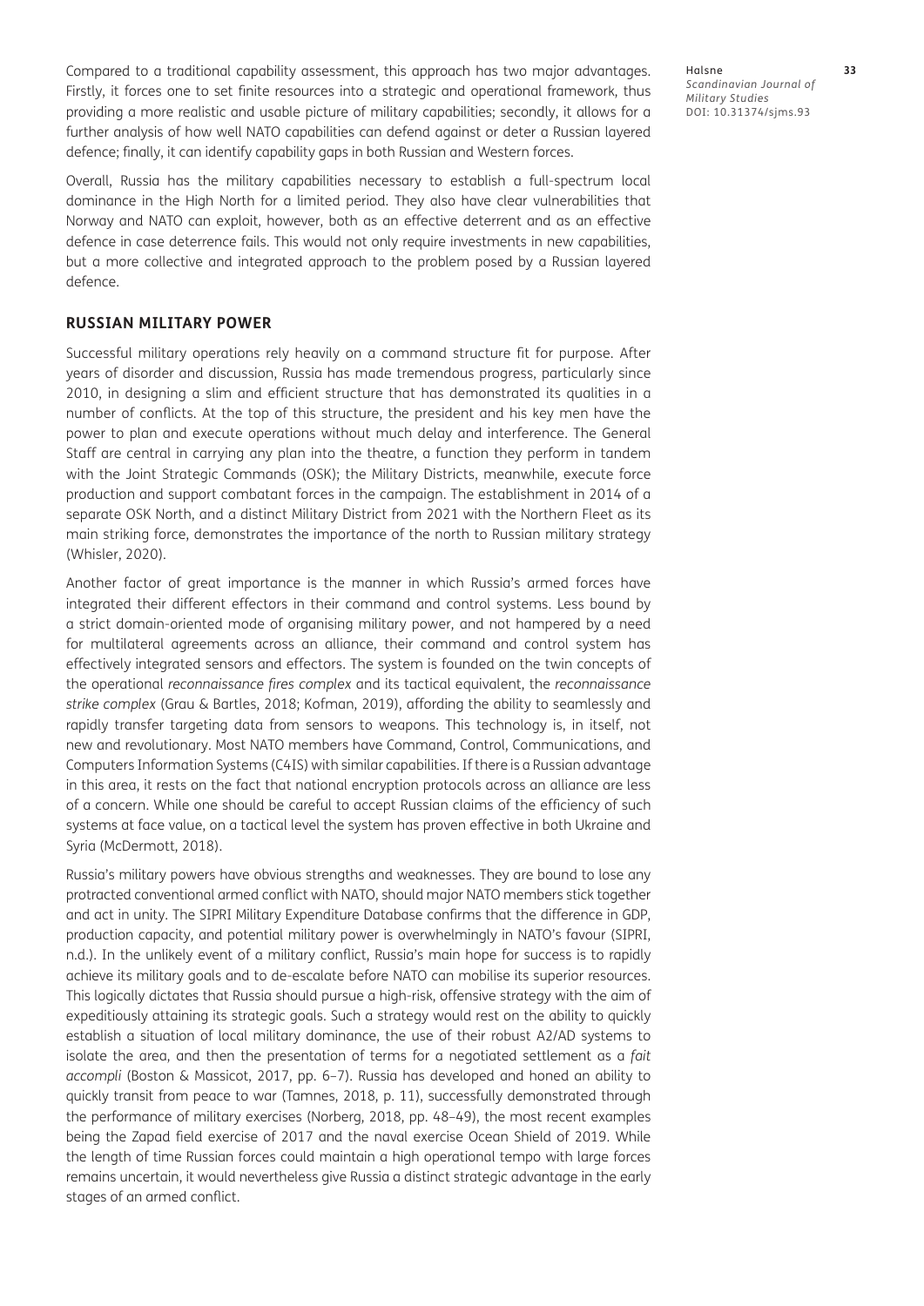Compared to a traditional capability assessment, this approach has two major advantages. Firstly, it forces one to set finite resources into a strategic and operational framework, thus providing a more realistic and usable picture of military capabilities; secondly, it allows for a further analysis of how well NATO capabilities can defend against or deter a Russian layered defence; finally, it can identify capability gaps in both Russian and Western forces.

Overall, Russia has the military capabilities necessary to establish a full-spectrum local dominance in the High North for a limited period. They also have clear vulnerabilities that Norway and NATO can exploit, however, both as an effective deterrent and as an effective defence in case deterrence fails. This would not only require investments in new capabilities, but a more collective and integrated approach to the problem posed by a Russian layered defence.

## RUSSIAN MILITARY POWER

Successful military operations rely heavily on a command structure fit for purpose. After years of disorder and discussion, Russia has made tremendous progress, particularly since 2010, in designing a slim and efficient structure that has demonstrated its qualities in a number of conflicts. At the top of this structure, the president and his key men have the power to plan and execute operations without much delay and interference. The General Staff are central in carrying any plan into the theatre, a function they perform in tandem with the Joint Strategic Commands (OSK); the Military Districts, meanwhile, execute force production and support combatant forces in the campaign. The establishment in 2014 of a separate OSK North, and a distinct Military District from 2021 with the Northern Fleet as its main striking force, demonstrates the importance of the north to Russian military strategy (Whisler, 2020).

Another factor of great importance is the manner in which Russia's armed forces have integrated their different effectors in their command and control systems. Less bound by a strict domain-oriented mode of organising military power, and not hampered by a need for multilateral agreements across an alliance, their command and control system has effectively integrated sensors and effectors. The system is founded on the twin concepts of the operational *reconnaissance fires complex* and its tactical equivalent, the *reconnaissance strike complex* (Grau & Bartles, 2018; Kofman, 2019), affording the ability to seamlessly and rapidly transfer targeting data from sensors to weapons. This technology is, in itself, not new and revolutionary. Most NATO members have Command, Control, Communications, and Computers Information Systems (C4IS) with similar capabilities. If there is a Russian advantage in this area, it rests on the fact that national encryption protocols across an alliance are less of a concern. While one should be careful to accept Russian claims of the efficiency of such systems at face value, on a tactical level the system has proven effective in both Ukraine and Syria (McDermott, 2018).

Russia's military powers have obvious strengths and weaknesses. They are bound to lose any protracted conventional armed conflict with NATO, should major NATO members stick together and act in unity. The SIPRI Military Expenditure Database confirms that the difference in GDP, production capacity, and potential military power is overwhelmingly in NATO's favour (SIPRI, n.d.). In the unlikely event of a military conflict, Russia's main hope for success is to rapidly achieve its military goals and to de-escalate before NATO can mobilise its superior resources. This logically dictates that Russia should pursue a high-risk, offensive strategy with the aim of expeditiously attaining its strategic goals. Such a strategy would rest on the ability to quickly establish a situation of local military dominance, the use of their robust A2/AD systems to isolate the area, and then the presentation of terms for a negotiated settlement as a *fait accompli* (Boston & Massicot, 2017, pp. 6–7). Russia has developed and honed an ability to quickly transit from peace to war (Tamnes, 2018, p. 11), successfully demonstrated through the performance of military exercises (Norberg, 2018, pp. 48–49), the most recent examples being the Zapad field exercise of 2017 and the naval exercise Ocean Shield of 2019. While the length of time Russian forces could maintain a high operational tempo with large forces remains uncertain, it would nevertheless give Russia a distinct strategic advantage in the early stages of an armed conflict.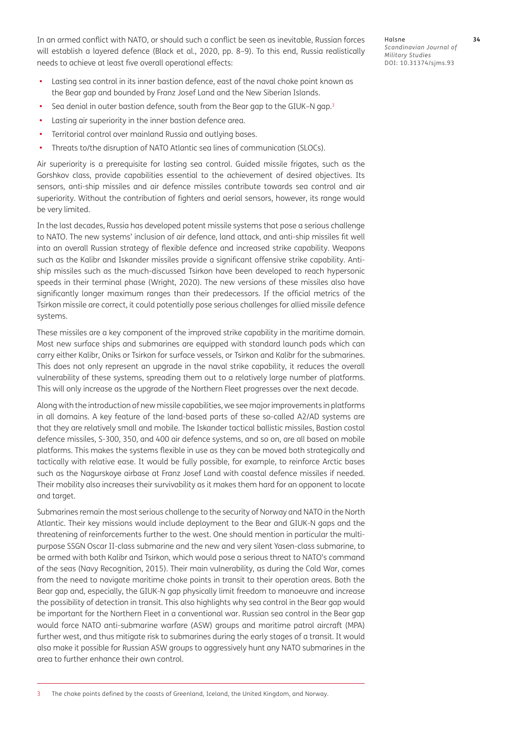In an armed conflict with NATO, or should such a conflict be seen as inevitable, Russian forces will establish a layered defence (Black et al., 2020, pp. 8–9). To this end, Russia realistically needs to achieve at least five overall operational effects:

- Lasting sea control in its inner bastion defence, east of the naval choke point known as the Bear gap and bounded by Franz Josef Land and the New Siberian Islands.
- Sea denial in outer bastion defence, south from the Bear gap to the GIUK–N gap.[3]
- Lasting air superiority in the inner bastion defence area.
- Territorial control over mainland Russia and outlying bases.
- Threats to/the disruption of NATO Atlantic sea lines of communication (SLOCs).

Air superiority is a prerequisite for lasting sea control. Guided missile frigates, such as the Gorshkov class, provide capabilities essential to the achievement of desired objectives. Its sensors, anti-ship missiles and air defence missiles contribute towards sea control and air superiority. Without the contribution of fighters and aerial sensors, however, its range would be very limited.

In the last decades, Russia has developed potent missile systems that pose a serious challenge to NATO. The new systems' inclusion of air defence, land attack, and anti-ship missiles fit well into an overall Russian strategy of flexible defence and increased strike capability. Weapons such as the Kalibr and Iskander missiles provide a significant offensive strike capability. Anti-ship missiles such as the much-discussed Tsirkon have been developed to reach hypersonic speeds in their terminal phase (Wright, 2020). The new versions of these missiles also have significantly longer maximum ranges than their predecessors. If the official metrics of the Tsirkon missile are correct, it could potentially pose serious challenges for allied missile defence systems.

These missiles are a key component of the improved strike capability in the maritime domain. Most new surface ships and submarines are equipped with standard launch pods which can carry either Kalibr, Oniks or Tsirkon for surface vessels, or Tsirkon and Kalibr for the submarines. This does not only represent an upgrade in the naval strike capability, it reduces the overall vulnerability of these systems, spreading them out to a relatively large number of platforms. This will only increase as the upgrade of the Northern Fleet progresses over the next decade.

Along with the introduction of new missile capabilities, we see major improvements in platforms in all domains. A key feature of the land-based parts of these so-called A2/AD systems are that they are relatively small and mobile. The Iskander tactical ballistic missiles, Bastion costal defence missiles, S-300, 350, and 400 air defence systems, and so on, are all based on mobile platforms. This makes the systems flexible in use as they can be moved both strategically and tactically with relative ease. It would be fully possible, for example, to reinforce Arctic bases such as the Nagurskoye airbase at Franz Josef Land with coastal defence missiles if needed. Their mobility also increases their survivability as it makes them hard for an opponent to locate and target.

Submarines remain the most serious challenge to the security of Norway and NATO in the North Atlantic. Their key missions would include deployment to the Bear and GIUK-N gaps and the threatening of reinforcements further to the west. One should mention in particular the multi-purpose SSGN Oscar II-class submarine and the new and very silent Yasen-class submarine, to be armed with both Kalibr and Tsirkon, which would pose a serious threat to NATO's command of the seas (Navy Recognition, 2015). Their main vulnerability, as during the Cold War, comes from the need to navigate maritime choke points in transit to their operation areas. Both the Bear gap and, especially, the GIUK-N gap physically limit freedom to manoeuvre and increase the possibility of detection in transit. This also highlights why sea control in the Bear gap would be important for the Northern Fleet in a conventional war. Russian sea control in the Bear gap would force NATO anti-submarine warfare (ASW) groups and maritime patrol aircraft (MPA) further west, and thus mitigate risk to submarines during the early stages of a transit. It would also make it possible for Russian ASW groups to aggressively hunt any NATO submarines in the area to further enhance their own control.

[3] The choke points defined by the coasts of Greenland, Iceland, the United Kingdom, and Norway.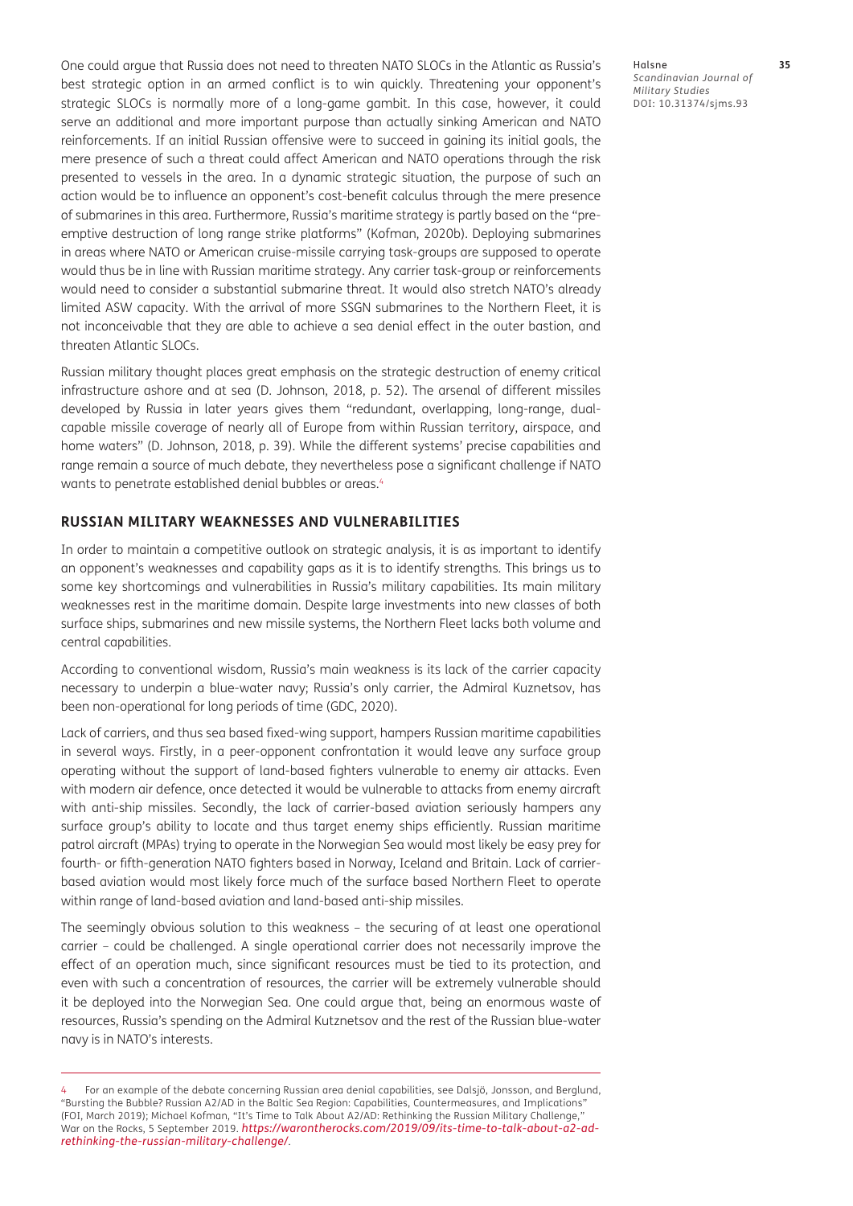One could argue that Russia does not need to threaten NATO SLOCs in the Atlantic as Russia's best strategic option in an armed conflict is to win quickly. Threatening your opponent's strategic SLOCs is normally more of a long-game gambit. In this case, however, it could serve an additional and more important purpose than actually sinking American and NATO reinforcements. If an initial Russian offensive were to succeed in gaining its initial goals, the mere presence of such a threat could affect American and NATO operations through the risk presented to vessels in the area. In a dynamic strategic situation, the purpose of such an action would be to influence an opponent's cost-benefit calculus through the mere presence of submarines in this area. Furthermore, Russia's maritime strategy is partly based on the "pre-emptive destruction of long range strike platforms" (Kofman, 2020b). Deploying submarines in areas where NATO or American cruise-missile carrying task-groups are supposed to operate would thus be in line with Russian maritime strategy. Any carrier task-group or reinforcements would need to consider a substantial submarine threat. It would also stretch NATO's already limited ASW capacity. With the arrival of more SSGN submarines to the Northern Fleet, it is not inconceivable that they are able to achieve a sea denial effect in the outer bastion, and threaten Atlantic SLOCs.

Russian military thought places great emphasis on the strategic destruction of enemy critical infrastructure ashore and at sea (D. Johnson, 2018, p. 52). The arsenal of different missiles developed by Russia in later years gives them "redundant, overlapping, long-range, dual-capable missile coverage of nearly all of Europe from within Russian territory, airspace, and home waters" (D. Johnson, 2018, p. 39). While the different systems' precise capabilities and range remain a source of much debate, they nevertheless pose a significant challenge if NATO wants to penetrate established denial bubbles or areas.[4]

## RUSSIAN MILITARY WEAKNESSES AND VULNERABILITIES

In order to maintain a competitive outlook on strategic analysis, it is as important to identify an opponent's weaknesses and capability gaps as it is to identify strengths. This brings us to some key shortcomings and vulnerabilities in Russia's military capabilities. Its main military weaknesses rest in the maritime domain. Despite large investments into new classes of both surface ships, submarines and new missile systems, the Northern Fleet lacks both volume and central capabilities.

According to conventional wisdom, Russia's main weakness is its lack of the carrier capacity necessary to underpin a blue-water navy; Russia's only carrier, the Admiral Kuznetsov, has been non-operational for long periods of time (GDC, 2020).

Lack of carriers, and thus sea based fixed-wing support, hampers Russian maritime capabilities in several ways. Firstly, in a peer-opponent confrontation it would leave any surface group operating without the support of land-based fighters vulnerable to enemy air attacks. Even with modern air defence, once detected it would be vulnerable to attacks from enemy aircraft with anti-ship missiles. Secondly, the lack of carrier-based aviation seriously hampers any surface group's ability to locate and thus target enemy ships efficiently. Russian maritime patrol aircraft (MPAs) trying to operate in the Norwegian Sea would most likely be easy prey for fourth- or fifth-generation NATO fighters based in Norway, Iceland and Britain. Lack of carrier-based aviation would most likely force much of the surface based Northern Fleet to operate within range of land-based aviation and land-based anti-ship missiles.

The seemingly obvious solution to this weakness – the securing of at least one operational carrier – could be challenged. A single operational carrier does not necessarily improve the effect of an operation much, since significant resources must be tied to its protection, and even with such a concentration of resources, the carrier will be extremely vulnerable should it be deployed into the Norwegian Sea. One could argue that, being an enormous waste of resources, Russia's spending on the Admiral Kutznetsov and the rest of the Russian blue-water navy is in NATO's interests.

---

4 For an example of the debate concerning Russian area denial capabilities, see Dalsjö, Jonsson, and Berglund, "Bursting the Bubble? Russian A2/AD in the Baltic Sea Region: Capabilities, Countermeasures, and Implications" (FOI, March 2019); Michael Kofman, "It's Time to Talk About A2/AD: Rethinking the Russian Military Challenge," War on the Rocks, 5 September 2019. *https://warontherocks.com/2019/09/its-time-to-talk-about-a2-ad-rethinking-the-russian-military-challenge/*.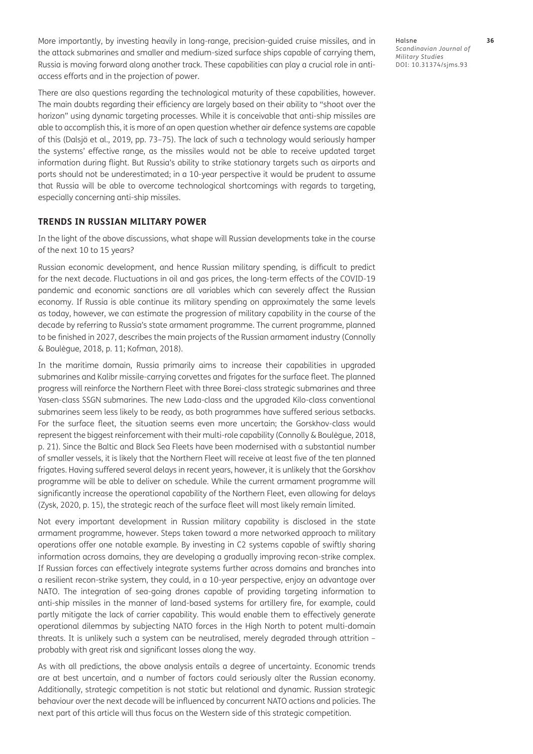More importantly, by investing heavily in long-range, precision-guided cruise missiles, and in the attack submarines and smaller and medium-sized surface ships capable of carrying them, Russia is moving forward along another track. These capabilities can play a crucial role in anti-access efforts and in the projection of power.

There are also questions regarding the technological maturity of these capabilities, however. The main doubts regarding their efficiency are largely based on their ability to "shoot over the horizon" using dynamic targeting processes. While it is conceivable that anti-ship missiles are able to accomplish this, it is more of an open question whether air defence systems are capable of this (Dalsjö et al., 2019, pp. 73–75). The lack of such a technology would seriously hamper the systems' effective range, as the missiles would not be able to receive updated target information during flight. But Russia's ability to strike stationary targets such as airports and ports should not be underestimated; in a 10-year perspective it would be prudent to assume that Russia will be able to overcome technological shortcomings with regards to targeting, especially concerning anti-ship missiles.

## TRENDS IN RUSSIAN MILITARY POWER

In the light of the above discussions, what shape will Russian developments take in the course of the next 10 to 15 years?

Russian economic development, and hence Russian military spending, is difficult to predict for the next decade. Fluctuations in oil and gas prices, the long-term effects of the COVID-19 pandemic and economic sanctions are all variables which can severely affect the Russian economy. If Russia is able continue its military spending on approximately the same levels as today, however, we can estimate the progression of military capability in the course of the decade by referring to Russia's state armament programme. The current programme, planned to be finished in 2027, describes the main projects of the Russian armament industry (Connolly & Boulègue, 2018, p. 11; Kofman, 2018).

In the maritime domain, Russia primarily aims to increase their capabilities in upgraded submarines and Kalibr missile-carrying corvettes and frigates for the surface fleet. The planned progress will reinforce the Northern Fleet with three Borei-class strategic submarines and three Yasen-class SSGN submarines. The new Lada-class and the upgraded Kilo-class conventional submarines seem less likely to be ready, as both programmes have suffered serious setbacks. For the surface fleet, the situation seems even more uncertain; the Gorskhov-class would represent the biggest reinforcement with their multi-role capability (Connolly & Boulègue, 2018, p. 21). Since the Baltic and Black Sea Fleets have been modernised with a substantial number of smaller vessels, it is likely that the Northern Fleet will receive at least five of the ten planned frigates. Having suffered several delays in recent years, however, it is unlikely that the Gorskhov programme will be able to deliver on schedule. While the current armament programme will significantly increase the operational capability of the Northern Fleet, even allowing for delays (Zysk, 2020, p. 15), the strategic reach of the surface fleet will most likely remain limited.

Not every important development in Russian military capability is disclosed in the state armament programme, however. Steps taken toward a more networked approach to military operations offer one notable example. By investing in C2 systems capable of swiftly sharing information across domains, they are developing a gradually improving recon-strike complex. If Russian forces can effectively integrate systems further across domains and branches into a resilient recon-strike system, they could, in a 10-year perspective, enjoy an advantage over NATO. The integration of sea-going drones capable of providing targeting information to anti-ship missiles in the manner of land-based systems for artillery fire, for example, could partly mitigate the lack of carrier capability. This would enable them to effectively generate operational dilemmas by subjecting NATO forces in the High North to potent multi-domain threats. It is unlikely such a system can be neutralised, merely degraded through attrition – probably with great risk and significant losses along the way.

As with all predictions, the above analysis entails a degree of uncertainty. Economic trends are at best uncertain, and a number of factors could seriously alter the Russian economy. Additionally, strategic competition is not static but relational and dynamic. Russian strategic behaviour over the next decade will be influenced by concurrent NATO actions and policies. The next part of this article will thus focus on the Western side of this strategic competition.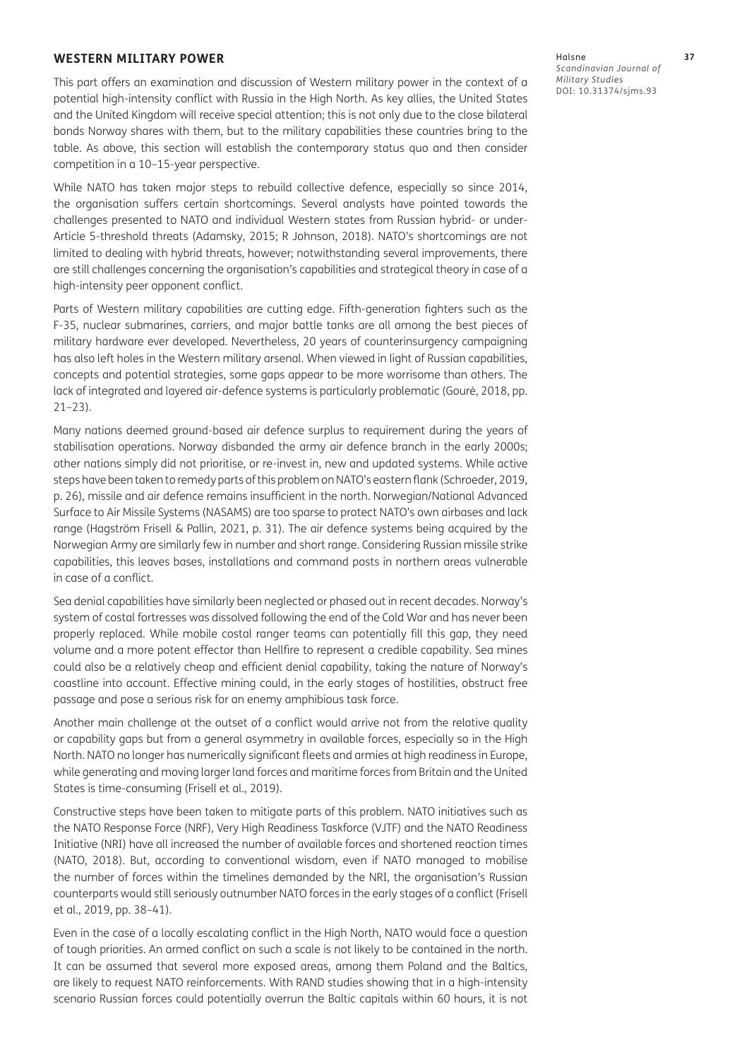## WESTERN MILITARY POWER

This part offers an examination and discussion of Western military power in the context of a potential high-intensity conflict with Russia in the High North. As key allies, the United States and the United Kingdom will receive special attention; this is not only due to the close bilateral bonds Norway shares with them, but to the military capabilities these countries bring to the table. As above, this section will establish the contemporary status quo and then consider competition in a 10–15-year perspective.

While NATO has taken major steps to rebuild collective defence, especially so since 2014, the organisation suffers certain shortcomings. Several analysts have pointed towards the challenges presented to NATO and individual Western states from Russian hybrid- or under-Article 5-threshold threats (Adamsky, 2015; R Johnson, 2018). NATO's shortcomings are not limited to dealing with hybrid threats, however; notwithstanding several improvements, there are still challenges concerning the organisation's capabilities and strategical theory in case of a high-intensity peer opponent conflict.

Parts of Western military capabilities are cutting edge. Fifth-generation fighters such as the F-35, nuclear submarines, carriers, and major battle tanks are all among the best pieces of military hardware ever developed. Nevertheless, 20 years of counterinsurgency campaigning has also left holes in the Western military arsenal. When viewed in light of Russian capabilities, concepts and potential strategies, some gaps appear to be more worrisome than others. The lack of integrated and layered air-defence systems is particularly problematic (Gourè, 2018, pp. 21–23).

Many nations deemed ground-based air defence surplus to requirement during the years of stabilisation operations. Norway disbanded the army air defence branch in the early 2000s; other nations simply did not prioritise, or re-invest in, new and updated systems. While active steps have been taken to remedy parts of this problem on NATO's eastern flank (Schroeder, 2019, p. 26), missile and air defence remains insufficient in the north. Norwegian/National Advanced Surface to Air Missile Systems (NASAMS) are too sparse to protect NATO's own airbases and lack range (Hagström Frisell & Pallin, 2021, p. 31). The air defence systems being acquired by the Norwegian Army are similarly few in number and short range. Considering Russian missile strike capabilities, this leaves bases, installations and command posts in northern areas vulnerable in case of a conflict.

Sea denial capabilities have similarly been neglected or phased out in recent decades. Norway's system of costal fortresses was dissolved following the end of the Cold War and has never been properly replaced. While mobile costal ranger teams can potentially fill this gap, they need volume and a more potent effector than Hellfire to represent a credible capability. Sea mines could also be a relatively cheap and efficient denial capability, taking the nature of Norway's coastline into account. Effective mining could, in the early stages of hostilities, obstruct free passage and pose a serious risk for an enemy amphibious task force.

Another main challenge at the outset of a conflict would arrive not from the relative quality or capability gaps but from a general asymmetry in available forces, especially so in the High North. NATO no longer has numerically significant fleets and armies at high readiness in Europe, while generating and moving larger land forces and maritime forces from Britain and the United States is time-consuming (Frisell et al., 2019).

Constructive steps have been taken to mitigate parts of this problem. NATO initiatives such as the NATO Response Force (NRF), Very High Readiness Taskforce (VJTF) and the NATO Readiness Initiative (NRI) have all increased the number of available forces and shortened reaction times (NATO, 2018). But, according to conventional wisdom, even if NATO managed to mobilise the number of forces within the timelines demanded by the NRI, the organisation's Russian counterparts would still seriously outnumber NATO forces in the early stages of a conflict (Frisell et al., 2019, pp. 38–41).

Even in the case of a locally escalating conflict in the High North, NATO would face a question of tough priorities. An armed conflict on such a scale is not likely to be contained in the north. It can be assumed that several more exposed areas, among them Poland and the Baltics, are likely to request NATO reinforcements. With RAND studies showing that in a high-intensity scenario Russian forces could potentially overrun the Baltic capitals within 60 hours, it is not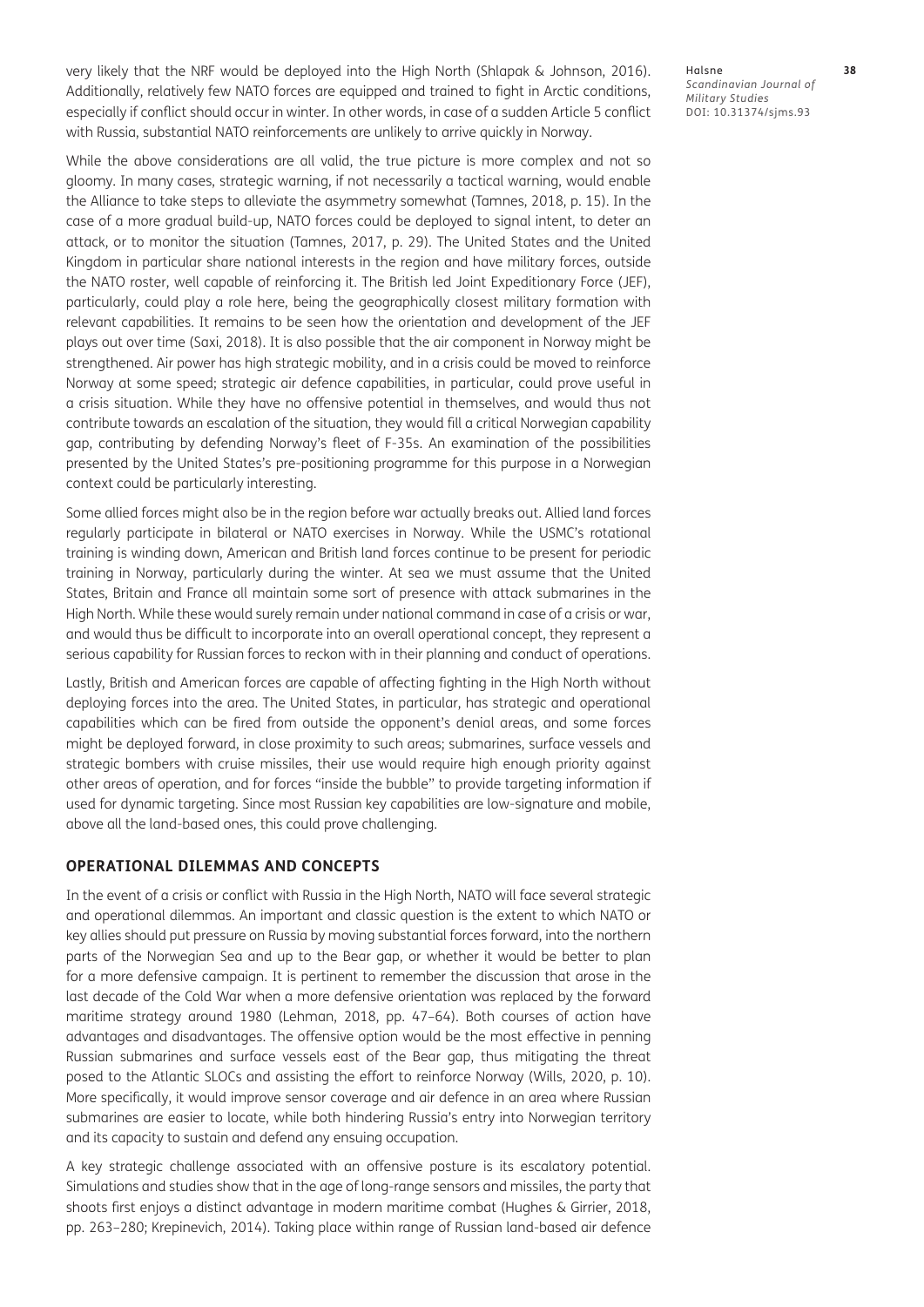very likely that the NRF would be deployed into the High North (Shlapak & Johnson, 2016). Additionally, relatively few NATO forces are equipped and trained to fight in Arctic conditions, especially if conflict should occur in winter. In other words, in case of a sudden Article 5 conflict with Russia, substantial NATO reinforcements are unlikely to arrive quickly in Norway.

While the above considerations are all valid, the true picture is more complex and not so gloomy. In many cases, strategic warning, if not necessarily a tactical warning, would enable the Alliance to take steps to alleviate the asymmetry somewhat (Tamnes, 2018, p. 15). In the case of a more gradual build-up, NATO forces could be deployed to signal intent, to deter an attack, or to monitor the situation (Tamnes, 2017, p. 29). The United States and the United Kingdom in particular share national interests in the region and have military forces, outside the NATO roster, well capable of reinforcing it. The British led Joint Expeditionary Force (JEF), particularly, could play a role here, being the geographically closest military formation with relevant capabilities. It remains to be seen how the orientation and development of the JEF plays out over time (Saxi, 2018). It is also possible that the air component in Norway might be strengthened. Air power has high strategic mobility, and in a crisis could be moved to reinforce Norway at some speed; strategic air defence capabilities, in particular, could prove useful in a crisis situation. While they have no offensive potential in themselves, and would thus not contribute towards an escalation of the situation, they would fill a critical Norwegian capability gap, contributing by defending Norway's fleet of F-35s. An examination of the possibilities presented by the United States's pre-positioning programme for this purpose in a Norwegian context could be particularly interesting.

Some allied forces might also be in the region before war actually breaks out. Allied land forces regularly participate in bilateral or NATO exercises in Norway. While the USMC's rotational training is winding down, American and British land forces continue to be present for periodic training in Norway, particularly during the winter. At sea we must assume that the United States, Britain and France all maintain some sort of presence with attack submarines in the High North. While these would surely remain under national command in case of a crisis or war, and would thus be difficult to incorporate into an overall operational concept, they represent a serious capability for Russian forces to reckon with in their planning and conduct of operations.

Lastly, British and American forces are capable of affecting fighting in the High North without deploying forces into the area. The United States, in particular, has strategic and operational capabilities which can be fired from outside the opponent's denial areas, and some forces might be deployed forward, in close proximity to such areas; submarines, surface vessels and strategic bombers with cruise missiles, their use would require high enough priority against other areas of operation, and for forces "inside the bubble" to provide targeting information if used for dynamic targeting. Since most Russian key capabilities are low-signature and mobile, above all the land-based ones, this could prove challenging.

## OPERATIONAL DILEMMAS AND CONCEPTS

In the event of a crisis or conflict with Russia in the High North, NATO will face several strategic and operational dilemmas. An important and classic question is the extent to which NATO or key allies should put pressure on Russia by moving substantial forces forward, into the northern parts of the Norwegian Sea and up to the Bear gap, or whether it would be better to plan for a more defensive campaign. It is pertinent to remember the discussion that arose in the last decade of the Cold War when a more defensive orientation was replaced by the forward maritime strategy around 1980 (Lehman, 2018, pp. 47–64). Both courses of action have advantages and disadvantages. The offensive option would be the most effective in penning Russian submarines and surface vessels east of the Bear gap, thus mitigating the threat posed to the Atlantic SLOCs and assisting the effort to reinforce Norway (Wills, 2020, p. 10). More specifically, it would improve sensor coverage and air defence in an area where Russian submarines are easier to locate, while both hindering Russia's entry into Norwegian territory and its capacity to sustain and defend any ensuing occupation.

A key strategic challenge associated with an offensive posture is its escalatory potential. Simulations and studies show that in the age of long-range sensors and missiles, the party that shoots first enjoys a distinct advantage in modern maritime combat (Hughes & Girrier, 2018, pp. 263–280; Krepinevich, 2014). Taking place within range of Russian land-based air defence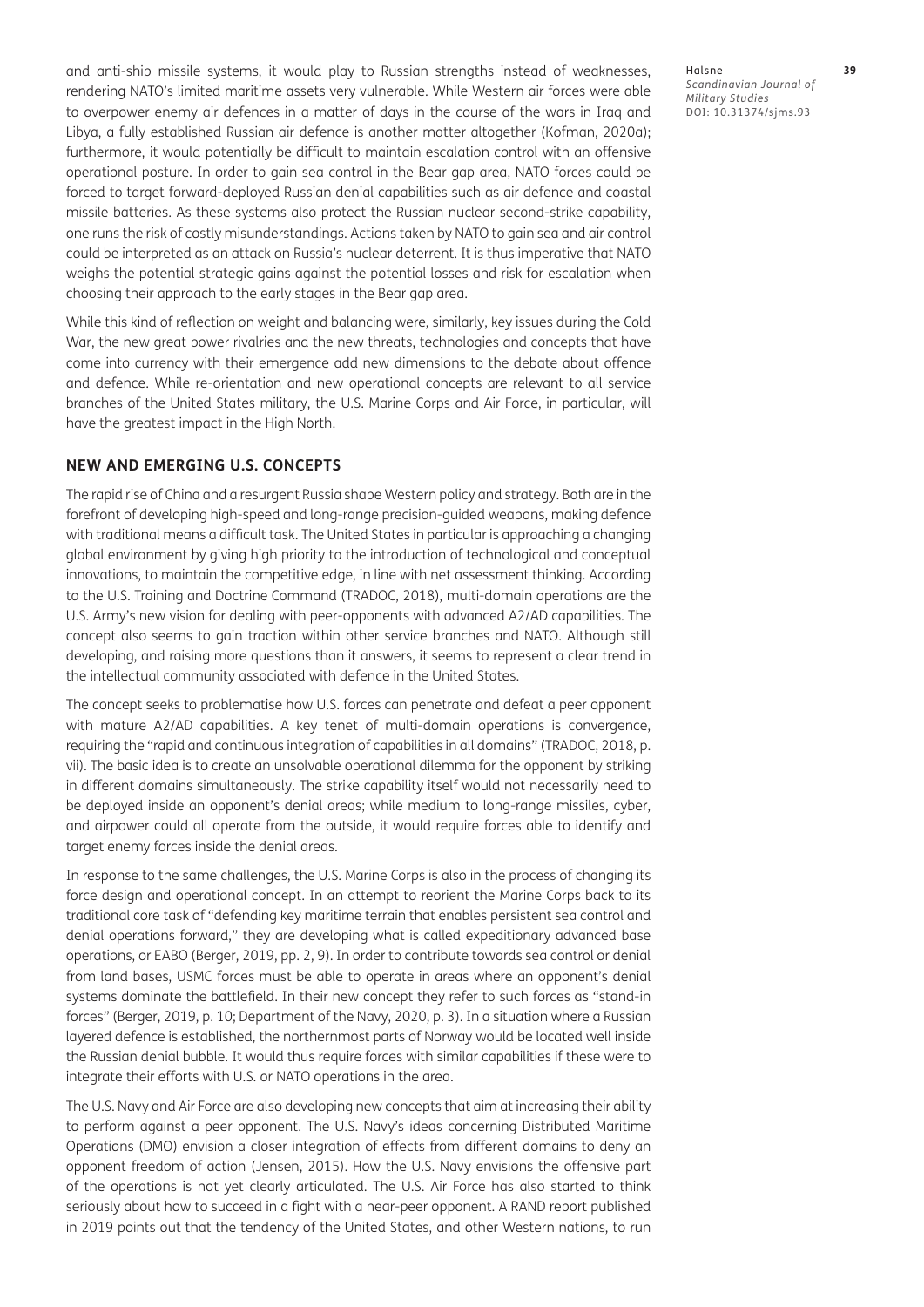and anti-ship missile systems, it would play to Russian strengths instead of weaknesses, rendering NATO's limited maritime assets very vulnerable. While Western air forces were able to overpower enemy air defences in a matter of days in the course of the wars in Iraq and Libya, a fully established Russian air defence is another matter altogether (Kofman, 2020a); furthermore, it would potentially be difficult to maintain escalation control with an offensive operational posture. In order to gain sea control in the Bear gap area, NATO forces could be forced to target forward-deployed Russian denial capabilities such as air defence and coastal missile batteries. As these systems also protect the Russian nuclear second-strike capability, one runs the risk of costly misunderstandings. Actions taken by NATO to gain sea and air control could be interpreted as an attack on Russia's nuclear deterrent. It is thus imperative that NATO weighs the potential strategic gains against the potential losses and risk for escalation when choosing their approach to the early stages in the Bear gap area.

While this kind of reflection on weight and balancing were, similarly, key issues during the Cold War, the new great power rivalries and the new threats, technologies and concepts that have come into currency with their emergence add new dimensions to the debate about offence and defence. While re-orientation and new operational concepts are relevant to all service branches of the United States military, the U.S. Marine Corps and Air Force, in particular, will have the greatest impact in the High North.

## NEW AND EMERGING U.S. CONCEPTS

The rapid rise of China and a resurgent Russia shape Western policy and strategy. Both are in the forefront of developing high-speed and long-range precision-guided weapons, making defence with traditional means a difficult task. The United States in particular is approaching a changing global environment by giving high priority to the introduction of technological and conceptual innovations, to maintain the competitive edge, in line with net assessment thinking. According to the U.S. Training and Doctrine Command (TRADOC, 2018), multi-domain operations are the U.S. Army's new vision for dealing with peer-opponents with advanced A2/AD capabilities. The concept also seems to gain traction within other service branches and NATO. Although still developing, and raising more questions than it answers, it seems to represent a clear trend in the intellectual community associated with defence in the United States.

The concept seeks to problematise how U.S. forces can penetrate and defeat a peer opponent with mature A2/AD capabilities. A key tenet of multi-domain operations is convergence, requiring the "rapid and continuous integration of capabilities in all domains" (TRADOC, 2018, p. vii). The basic idea is to create an unsolvable operational dilemma for the opponent by striking in different domains simultaneously. The strike capability itself would not necessarily need to be deployed inside an opponent's denial areas; while medium to long-range missiles, cyber, and airpower could all operate from the outside, it would require forces able to identify and target enemy forces inside the denial areas.

In response to the same challenges, the U.S. Marine Corps is also in the process of changing its force design and operational concept. In an attempt to reorient the Marine Corps back to its traditional core task of "defending key maritime terrain that enables persistent sea control and denial operations forward," they are developing what is called expeditionary advanced base operations, or EABO (Berger, 2019, pp. 2, 9). In order to contribute towards sea control or denial from land bases, USMC forces must be able to operate in areas where an opponent's denial systems dominate the battlefield. In their new concept they refer to such forces as "stand-in forces" (Berger, 2019, p. 10; Department of the Navy, 2020, p. 3). In a situation where a Russian layered defence is established, the northernmost parts of Norway would be located well inside the Russian denial bubble. It would thus require forces with similar capabilities if these were to integrate their efforts with U.S. or NATO operations in the area.

The U.S. Navy and Air Force are also developing new concepts that aim at increasing their ability to perform against a peer opponent. The U.S. Navy's ideas concerning Distributed Maritime Operations (DMO) envision a closer integration of effects from different domains to deny an opponent freedom of action (Jensen, 2015). How the U.S. Navy envisions the offensive part of the operations is not yet clearly articulated. The U.S. Air Force has also started to think seriously about how to succeed in a fight with a near-peer opponent. A RAND report published in 2019 points out that the tendency of the United States, and other Western nations, to run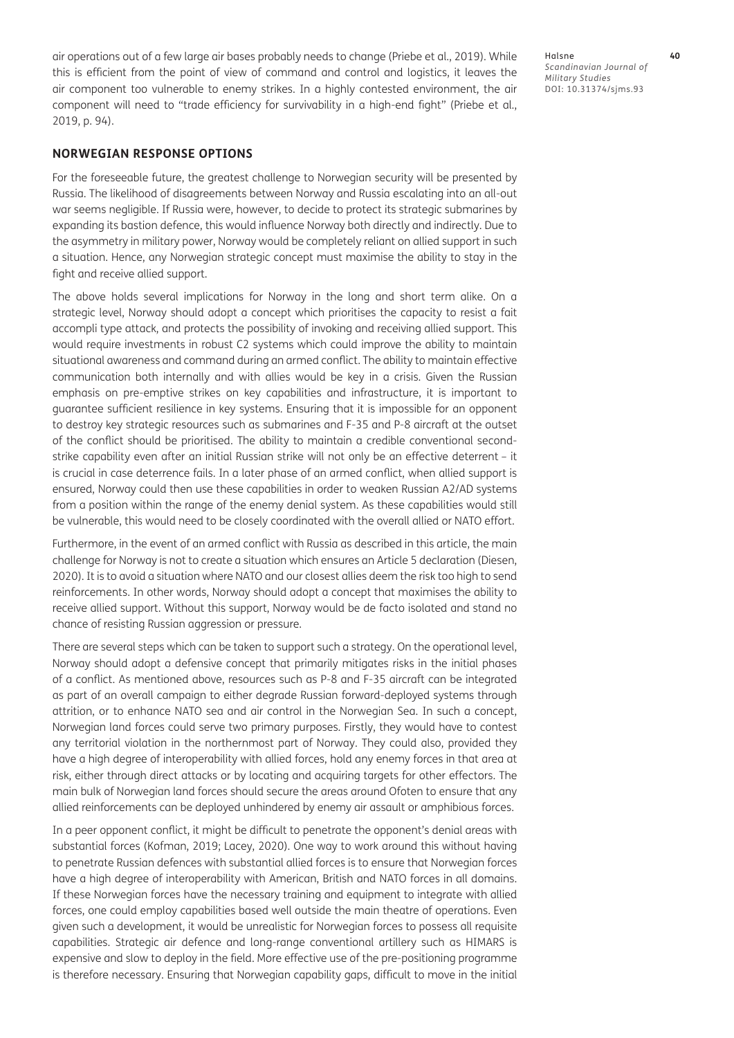air operations out of a few large air bases probably needs to change (Priebe et al., 2019). While this is efficient from the point of view of command and control and logistics, it leaves the air component too vulnerable to enemy strikes. In a highly contested environment, the air component will need to "trade efficiency for survivability in a high-end fight" (Priebe et al., 2019, p. 94).

## NORWEGIAN RESPONSE OPTIONS

For the foreseeable future, the greatest challenge to Norwegian security will be presented by Russia. The likelihood of disagreements between Norway and Russia escalating into an all-out war seems negligible. If Russia were, however, to decide to protect its strategic submarines by expanding its bastion defence, this would influence Norway both directly and indirectly. Due to the asymmetry in military power, Norway would be completely reliant on allied support in such a situation. Hence, any Norwegian strategic concept must maximise the ability to stay in the fight and receive allied support.

The above holds several implications for Norway in the long and short term alike. On a strategic level, Norway should adopt a concept which prioritises the capacity to resist a fait accompli type attack, and protects the possibility of invoking and receiving allied support. This would require investments in robust C2 systems which could improve the ability to maintain situational awareness and command during an armed conflict. The ability to maintain effective communication both internally and with allies would be key in a crisis. Given the Russian emphasis on pre-emptive strikes on key capabilities and infrastructure, it is important to guarantee sufficient resilience in key systems. Ensuring that it is impossible for an opponent to destroy key strategic resources such as submarines and F-35 and P-8 aircraft at the outset of the conflict should be prioritised. The ability to maintain a credible conventional second-strike capability even after an initial Russian strike will not only be an effective deterrent – it is crucial in case deterrence fails. In a later phase of an armed conflict, when allied support is ensured, Norway could then use these capabilities in order to weaken Russian A2/AD systems from a position within the range of the enemy denial system. As these capabilities would still be vulnerable, this would need to be closely coordinated with the overall allied or NATO effort.

Furthermore, in the event of an armed conflict with Russia as described in this article, the main challenge for Norway is not to create a situation which ensures an Article 5 declaration (Diesen, 2020). It is to avoid a situation where NATO and our closest allies deem the risk too high to send reinforcements. In other words, Norway should adopt a concept that maximises the ability to receive allied support. Without this support, Norway would be de facto isolated and stand no chance of resisting Russian aggression or pressure.

There are several steps which can be taken to support such a strategy. On the operational level, Norway should adopt a defensive concept that primarily mitigates risks in the initial phases of a conflict. As mentioned above, resources such as P-8 and F-35 aircraft can be integrated as part of an overall campaign to either degrade Russian forward-deployed systems through attrition, or to enhance NATO sea and air control in the Norwegian Sea. In such a concept, Norwegian land forces could serve two primary purposes. Firstly, they would have to contest any territorial violation in the northernmost part of Norway. They could also, provided they have a high degree of interoperability with allied forces, hold any enemy forces in that area at risk, either through direct attacks or by locating and acquiring targets for other effectors. The main bulk of Norwegian land forces should secure the areas around Ofoten to ensure that any allied reinforcements can be deployed unhindered by enemy air assault or amphibious forces.

In a peer opponent conflict, it might be difficult to penetrate the opponent's denial areas with substantial forces (Kofman, 2019; Lacey, 2020). One way to work around this without having to penetrate Russian defences with substantial allied forces is to ensure that Norwegian forces have a high degree of interoperability with American, British and NATO forces in all domains. If these Norwegian forces have the necessary training and equipment to integrate with allied forces, one could employ capabilities based well outside the main theatre of operations. Even given such a development, it would be unrealistic for Norwegian forces to possess all requisite capabilities. Strategic air defence and long-range conventional artillery such as HIMARS is expensive and slow to deploy in the field. More effective use of the pre-positioning programme is therefore necessary. Ensuring that Norwegian capability gaps, difficult to move in the initial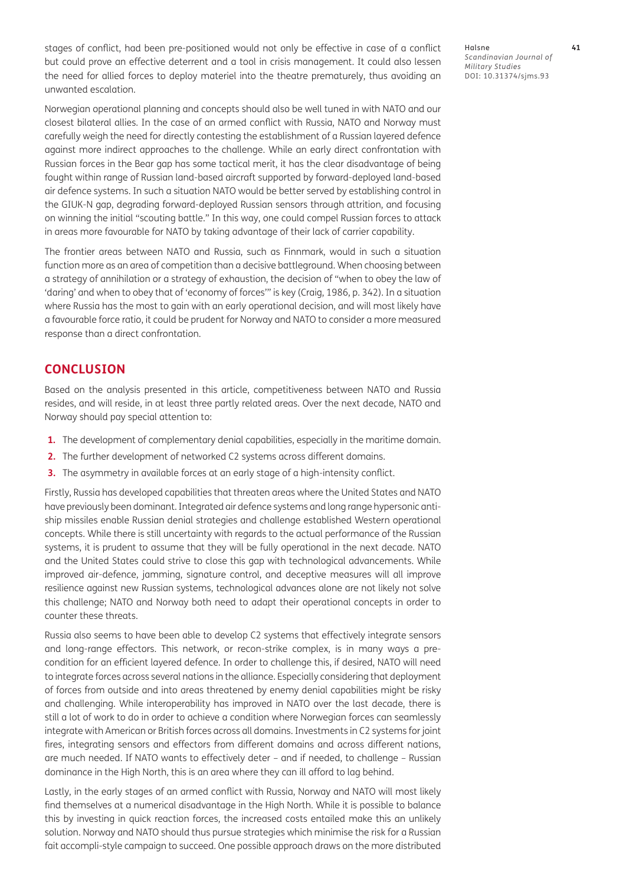stages of conflict, had been pre-positioned would not only be effective in case of a conflict but could prove an effective deterrent and a tool in crisis management. It could also lessen the need for allied forces to deploy materiel into the theatre prematurely, thus avoiding an unwanted escalation.

Norwegian operational planning and concepts should also be well tuned in with NATO and our closest bilateral allies. In the case of an armed conflict with Russia, NATO and Norway must carefully weigh the need for directly contesting the establishment of a Russian layered defence against more indirect approaches to the challenge. While an early direct confrontation with Russian forces in the Bear gap has some tactical merit, it has the clear disadvantage of being fought within range of Russian land-based aircraft supported by forward-deployed land-based air defence systems. In such a situation NATO would be better served by establishing control in the GIUK-N gap, degrading forward-deployed Russian sensors through attrition, and focusing on winning the initial "scouting battle." In this way, one could compel Russian forces to attack in areas more favourable for NATO by taking advantage of their lack of carrier capability.

The frontier areas between NATO and Russia, such as Finnmark, would in such a situation function more as an area of competition than a decisive battleground. When choosing between a strategy of annihilation or a strategy of exhaustion, the decision of "when to obey the law of 'daring' and when to obey that of 'economy of forces'" is key (Craig, 1986, p. 342). In a situation where Russia has the most to gain with an early operational decision, and will most likely have a favourable force ratio, it could be prudent for Norway and NATO to consider a more measured response than a direct confrontation.

## CONCLUSION

Based on the analysis presented in this article, competitiveness between NATO and Russia resides, and will reside, in at least three partly related areas. Over the next decade, NATO and Norway should pay special attention to:

1. The development of complementary denial capabilities, especially in the maritime domain.
2. The further development of networked C2 systems across different domains.
3. The asymmetry in available forces at an early stage of a high-intensity conflict.

Firstly, Russia has developed capabilities that threaten areas where the United States and NATO have previously been dominant. Integrated air defence systems and long range hypersonic anti-ship missiles enable Russian denial strategies and challenge established Western operational concepts. While there is still uncertainty with regards to the actual performance of the Russian systems, it is prudent to assume that they will be fully operational in the next decade. NATO and the United States could strive to close this gap with technological advancements. While improved air-defence, jamming, signature control, and deceptive measures will all improve resilience against new Russian systems, technological advances alone are not likely not solve this challenge; NATO and Norway both need to adapt their operational concepts in order to counter these threats.

Russia also seems to have been able to develop C2 systems that effectively integrate sensors and long-range effectors. This network, or recon-strike complex, is in many ways a pre-condition for an efficient layered defence. In order to challenge this, if desired, NATO will need to integrate forces across several nations in the alliance. Especially considering that deployment of forces from outside and into areas threatened by enemy denial capabilities might be risky and challenging. While interoperability has improved in NATO over the last decade, there is still a lot of work to do in order to achieve a condition where Norwegian forces can seamlessly integrate with American or British forces across all domains. Investments in C2 systems for joint fires, integrating sensors and effectors from different domains and across different nations, are much needed. If NATO wants to effectively deter – and if needed, to challenge – Russian dominance in the High North, this is an area where they can ill afford to lag behind.

Lastly, in the early stages of an armed conflict with Russia, Norway and NATO will most likely find themselves at a numerical disadvantage in the High North. While it is possible to balance this by investing in quick reaction forces, the increased costs entailed make this an unlikely solution. Norway and NATO should thus pursue strategies which minimise the risk for a Russian fait accompli-style campaign to succeed. One possible approach draws on the more distributed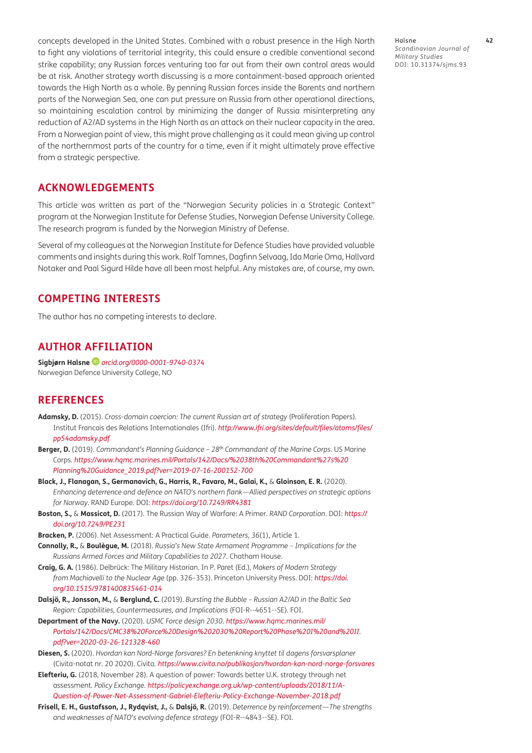concepts developed in the United States. Combined with a robust presence in the High North to fight any violations of territorial integrity, this could ensure a credible conventional second strike capability; any Russian forces venturing too far out from their own control areas would be at risk. Another strategy worth discussing is a more containment-based approach oriented towards the High North as a whole. By penning Russian forces inside the Barents and northern parts of the Norwegian Sea, one can put pressure on Russia from other operational directions, so maintaining escalation control by minimizing the danger of Russia misinterpreting any reduction of A2/AD systems in the High North as an attack on their nuclear capacity in the area. From a Norwegian point of view, this might prove challenging as it could mean giving up control of the northernmost parts of the country for a time, even if it might ultimately prove effective from a strategic perspective.

## ACKNOWLEDGEMENTS

This article was written as part of the "Norwegian Security policies in a Strategic Context" program at the Norwegian Institute for Defense Studies, Norwegian Defense University College. The research program is funded by the Norwegian Ministry of Defense.

Several of my colleagues at the Norwegian Institute for Defence Studies have provided valuable comments and insights during this work. Rolf Tamnes, Dagfinn Selvaag, Ida Marie Oma, Hallvard Notaker and Paal Sigurd Hilde have all been most helpful. Any mistakes are, of course, my own.

## COMPETING INTERESTS

The author has no competing interests to declare.

## AUTHOR AFFILIATION

**Sigbjørn Halsne** *orcid.org/0000-0001-9740-0374*
Norwegian Defence University College, NO

## REFERENCES

**Adamsky, D.** (2015). *Cross-domain coercion: The current Russian art of strategy* (Proliferation Papers). Institut Francais des Relations Internationales (Ifri). *http://www.ifri.org/sites/default/files/atoms/files/pp54adamsky.pdf*

**Berger, D.** (2019). *Commandant's Planning Guidance – 28th Commandant of the Marine Corps*. US Marine Corps. *https://www.hqmc.marines.mil/Portals/142/Docs/%2038th%20Commandant%27s%20Planning%20Guidance_2019.pdf?ver=2019-07-16-200152-700*

**Black, J., Flanagan, S., Germanovich, G., Harris, R., Favaro, M., Galai, K.,** & **Gloinson, E. R.** (2020). *Enhancing deterrence and defence on NATO's northern flank—Allied perspectives on strategic options for Norway*. RAND Europe. DOI: *https://doi.org/10.7249/RR4381*

**Boston, S.,** & **Massicot, D.** (2017). The Russian Way of Warfare: A Primer. *RAND Corporation*. DOI: *https://doi.org/10.7249/PE231*

**Bracken, P.** (2006). Net Assessment: A Practical Guide. *Parameters*, *36*(1), Article 1.

**Connolly, R.,** & **Boulègue, M.** (2018). *Russia's New State Armament Programme – Implications for the Russians Armed Forces and Military Capabilities to 2027*. Chatham House.

**Craig, G. A.** (1986). Delbrück: The Military Historian. In P. Paret (Ed.), *Makers of Modern Strategy from Machiavelli to the Nuclear Age* (pp. 326–353). Princeton University Press. DOI: *https://doi.org/10.1515/9781400835461-014*

**Dalsjö, R., Jonsson, M.,** & **Berglund, C.** (2019). *Bursting the Bubble – Russian A2/AD in the Baltic Sea Region: Capabilities, Countermeasures, and Implications* (FOI-R--4651--SE). FOI.

**Department of the Navy.** (2020). *USMC Force design 2030*. *https://www.hqmc.marines.mil/Portals/142/Docs/CMC38%20Force%20Design%202030%20Report%20Phase%20I%20and%20II.pdf?ver=2020-03-26-121328-460*

**Diesen, S.** (2020). *Hvordan kan Nord-Norge forsvares? En betenkning knyttet til dagens forsvarsplaner* (Civita-notat nr. 20 2020). Civita. *https://www.civita.no/publikasjon/hvordan-kan-nord-norge-forsvares*

**Elefteriu, G.** (2018, November 28). A question of power: Towards better U.K. strategy through net assessment. *Policy Exchange*. *https://policyexchange.org.uk/wp-content/uploads/2018/11/A-Question-of-Power-Net-Assessment-Gabriel-Elefteriu-Policy-Exchange-November-2018.pdf*

**Frisell, E. H., Gustafsson, J., Rydqvist, J.,** & **Dalsjö, R.** (2019). *Deterrence by reinforcement—The strengths and weaknesses of NATO's evolving defence strategy* (FOI-R--4843--SE). FOI.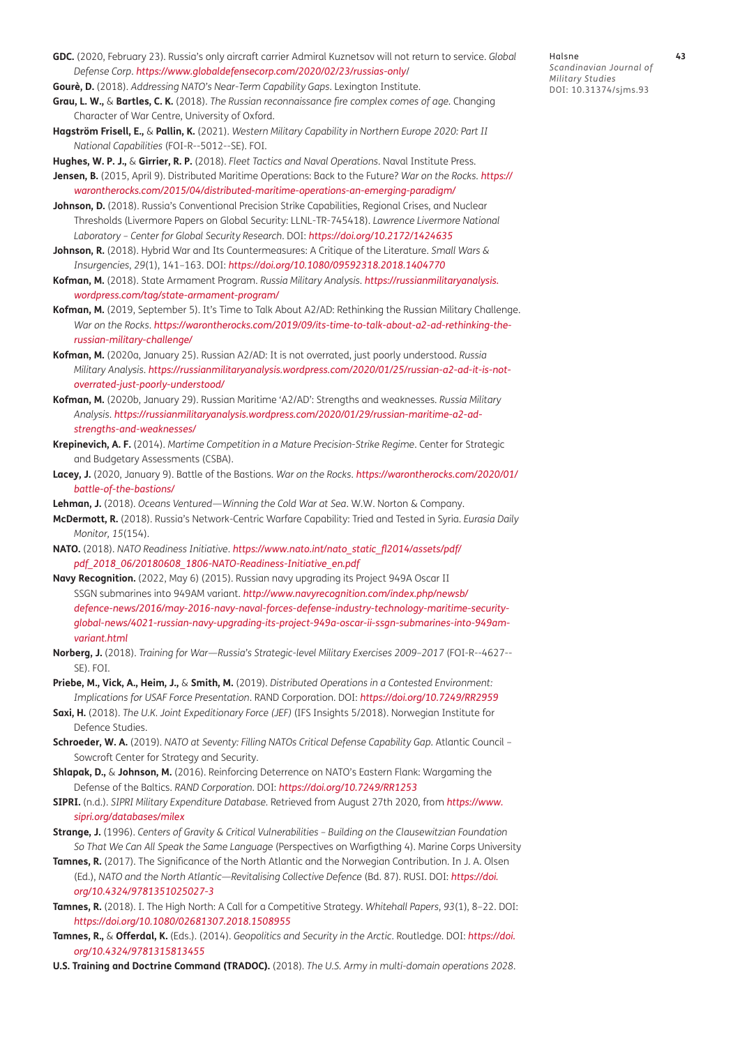**GDC.** (2020, February 23). Russia's only aircraft carrier Admiral Kuznetsov will not return to service. *Global Defense Corp*. *https://www.globaldefensecorp.com/2020/02/23/russias-only/*

**Gourè, D.** (2018). *Addressing NATO's Near-Term Capability Gaps*. Lexington Institute.

**Grau, L. W.,** & **Bartles, C. K.** (2018). *The Russian reconnaissance fire complex comes of age*. Changing Character of War Centre, University of Oxford.

**Hagström Frisell, E.,** & **Pallin, K.** (2021). *Western Military Capability in Northern Europe 2020: Part II National Capabilities* (FOI-R--5012--SE). FOI.

**Hughes, W. P. J.,** & **Girrier, R. P.** (2018). *Fleet Tactics and Naval Operations*. Naval Institute Press.

**Jensen, B.** (2015, April 9). Distributed Maritime Operations: Back to the Future? *War on the Rocks*. *https://warontherocks.com/2015/04/distributed-maritime-operations-an-emerging-paradigm/*

**Johnson, D.** (2018). Russia's Conventional Precision Strike Capabilities, Regional Crises, and Nuclear Thresholds (Livermore Papers on Global Security: LLNL-TR-745418). *Lawrence Livermore National Laboratory – Center for Global Security Research*. DOI: *https://doi.org/10.2172/1424635*

**Johnson, R.** (2018). Hybrid War and Its Countermeasures: A Critique of the Literature. *Small Wars & Insurgencies*, *29*(1), 141–163. DOI: *https://doi.org/10.1080/09592318.2018.1404770*

**Kofman, M.** (2018). State Armament Program. *Russia Military Analysis*. *https://russianmilitaryanalysis.wordpress.com/tag/state-armament-program/*

**Kofman, M.** (2019, September 5). It's Time to Talk About A2/AD: Rethinking the Russian Military Challenge. *War on the Rocks*. *https://warontherocks.com/2019/09/its-time-to-talk-about-a2-ad-rethinking-the-russian-military-challenge/*

**Kofman, M.** (2020a, January 25). Russian A2/AD: It is not overrated, just poorly understood. *Russia Military Analysis*. *https://russianmilitaryanalysis.wordpress.com/2020/01/25/russian-a2-ad-it-is-not-overrated-just-poorly-understood/*

**Kofman, M.** (2020b, January 29). Russian Maritime 'A2/AD': Strengths and weaknesses. *Russia Military Analysis*. *https://russianmilitaryanalysis.wordpress.com/2020/01/29/russian-maritime-a2-ad-strengths-and-weaknesses/*

**Krepinevich, A. F.** (2014). *Martime Competition in a Mature Precision-Strike Regime*. Center for Strategic and Budgetary Assessments (CSBA).

**Lacey, J.** (2020, January 9). Battle of the Bastions. *War on the Rocks*. *https://warontherocks.com/2020/01/battle-of-the-bastions/*

**Lehman, J.** (2018). *Oceans Ventured—Winning the Cold War at Sea*. W.W. Norton & Company.

**McDermott, R.** (2018). Russia's Network-Centric Warfare Capability: Tried and Tested in Syria. *Eurasia Daily Monitor*, *15*(154).

**NATO.** (2018). *NATO Readiness Initiative*. *https://www.nato.int/nato_static_fl2014/assets/pdf/pdf_2018_06/20180608_1806-NATO-Readiness-Initiative_en.pdf*

**Navy Recognition.** (2022, May 6) (2015). Russian navy upgrading its Project 949A Oscar II SSGN submarines into 949AM variant. *http://www.navyrecognition.com/index.php/newsb/defence-news/2016/may-2016-navy-naval-forces-defense-industry-technology-maritime-security-global-news/4021-russian-navy-upgrading-its-project-949a-oscar-ii-ssgn-submarines-into-949am-variant.html*

**Norberg, J.** (2018). *Training for War—Russia's Strategic-level Military Exercises 2009–2017* (FOI-R--4627--SE). FOI.

**Priebe, M., Vick, A., Heim, J.,** & **Smith, M.** (2019). *Distributed Operations in a Contested Environment: Implications for USAF Force Presentation*. RAND Corporation. DOI: *https://doi.org/10.7249/RR2959*

**Saxi, H.** (2018). *The U.K. Joint Expeditionary Force (JEF)* (IFS Insights 5/2018). Norwegian Institute for Defence Studies.

**Schroeder, W. A.** (2019). *NATO at Seventy: Filling NATOs Critical Defense Capability Gap*. Atlantic Council – Sowcroft Center for Strategy and Security.

**Shlapak, D.,** & **Johnson, M.** (2016). Reinforcing Deterrence on NATO's Eastern Flank: Wargaming the Defense of the Baltics. *RAND Corporation*. DOI: *https://doi.org/10.7249/RR1253*

**SIPRI.** (n.d.). *SIPRI Military Expenditure Database*. Retrieved from August 27th 2020, from *https://www.sipri.org/databases/milex*

**Strange, J.** (1996). *Centers of Gravity & Critical Vulnerabilities – Building on the Clausewitzian Foundation So That We Can All Speak the Same Language* (Perspectives on Warfigthing 4). Marine Corps University

**Tamnes, R.** (2017). The Significance of the North Atlantic and the Norwegian Contribution. In J. A. Olsen (Ed.), *NATO and the North Atlantic—Revitalising Collective Defence* (Bd. 87). RUSI. DOI: *https://doi.org/10.4324/9781351025027-3*

**Tamnes, R.** (2018). I. The High North: A Call for a Competitive Strategy. *Whitehall Papers*, *93*(1), 8–22. DOI: *https://doi.org/10.1080/02681307.2018.1508955*

**Tamnes, R.,** & **Offerdal, K.** (Eds.). (2014). *Geopolitics and Security in the Arctic*. Routledge. DOI: *https://doi.org/10.4324/9781315813455*

**U.S. Training and Doctrine Command (TRADOC).** (2018). *The U.S. Army in multi-domain operations 2028*.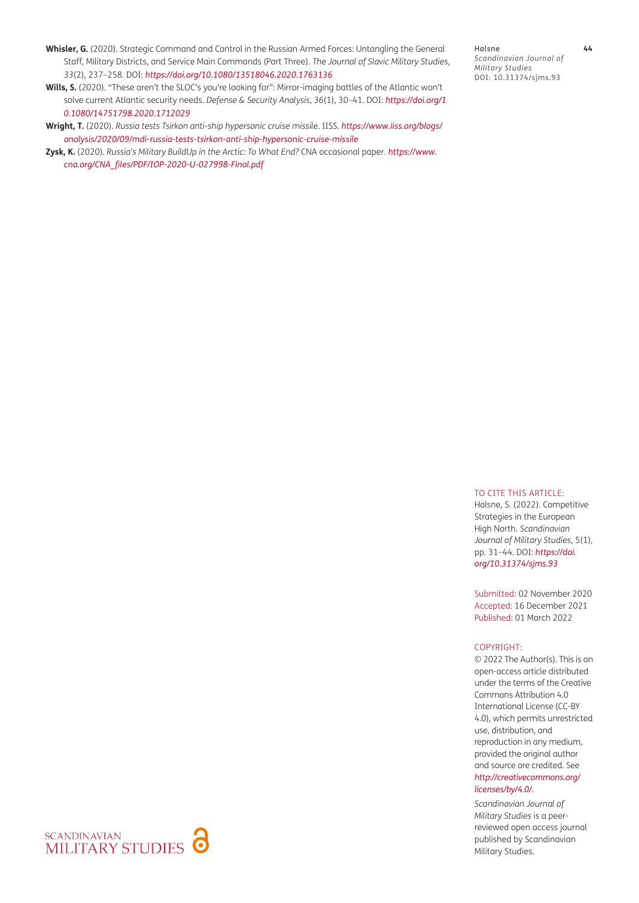**Whisler, G.** (2020). Strategic Command and Control in the Russian Armed Forces: Untangling the General Staff, Military Districts, and Service Main Commands (Part Three). *The Journal of Slavic Military Studies*, *33*(2), 237–258. DOI: *https://doi.org/10.1080/13518046.2020.1763136*

**Wills, S.** (2020). "These aren't the SLOC's you're looking for": Mirror-imaging battles of the Atlantic won't solve current Atlantic security needs. *Defense & Security Analysis*, *36*(1), 30–41. DOI: *https://doi.org/10.1080/14751798.2020.1712029*

**Wright, T.** (2020). *Russia tests Tsirkon anti-ship hypersonic cruise missile*. IISS. *https://www.iiss.org/blogs/analysis/2020/09/mdi-russia-tests-tsirkon-anti-ship-hypersonic-cruise-missile*

**Zysk, K.** (2020). *Russia's Military BuildUp in the Arctic: To What End?* CNA occasional paper. *https://www.cna.org/CNA_files/PDF/IOP-2020-U-027998-Final.pdf*

TO CITE THIS ARTICLE:
Halsne, S. (2022). Competitive Strategies in the European High North. *Scandinavian Journal of Military Studies*, 5(1), pp. 31–44. DOI: *https://doi.org/10.31374/sjms.93*

Submitted: 02 November 2020
Accepted: 16 December 2021
Published: 01 March 2022

COPYRIGHT:
© 2022 The Author(s). This is an open-access article distributed under the terms of the Creative Commons Attribution 4.0 International License (CC-BY 4.0), which permits unrestricted use, distribution, and reproduction in any medium, provided the original author and source are credited. See *http://creativecommons.org/licenses/by/4.0/*.

*Scandinavian Journal of Military Studies* is a peer-reviewed open access journal published by Scandinavian Military Studies.